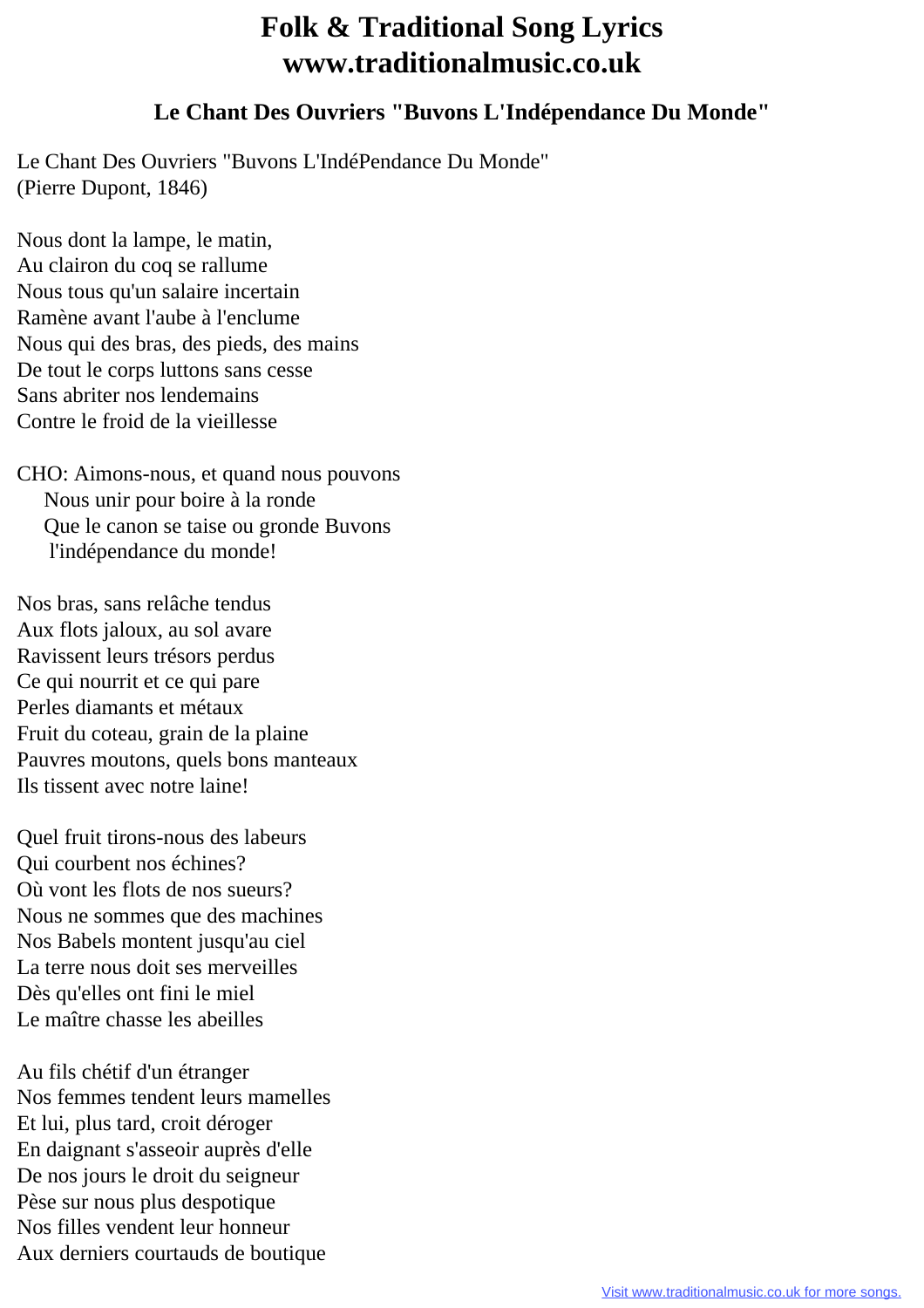# Folk & Traditional Song Lyrics
# www.traditionalmusic.co.uk

### Le Chant Des Ouvriers "Buvons L'Indépendance Du Monde"

Le Chant Des Ouvriers "Buvons L'IndéPendance Du Monde"
(Pierre Dupont, 1846)

Nous dont la lampe, le matin,
Au clairon du coq se rallume
Nous tous qu'un salaire incertain
Ramène avant l'aube à l'enclume
Nous qui des bras, des pieds, des mains
De tout le corps luttons sans cesse
Sans abriter nos lendemains
Contre le froid de la vieillesse

CHO: Aimons-nous, et quand nous pouvons
Nous unir pour boire à la ronde
Que le canon se taise ou gronde Buvons
l'indépendance du monde!

Nos bras, sans relâche tendus
Aux flots jaloux, au sol avare
Ravissent leurs trésors perdus
Ce qui nourrit et ce qui pare
Perles diamants et métaux
Fruit du coteau, grain de la plaine
Pauvres moutons, quels bons manteaux
Ils tissent avec notre laine!

Quel fruit tirons-nous des labeurs
Qui courbent nos échines?
Où vont les flots de nos sueurs?
Nous ne sommes que des machines
Nos Babels montent jusqu'au ciel
La terre nous doit ses merveilles
Dès qu'elles ont fini le miel
Le maître chasse les abeilles

Au fils chétif d'un étranger
Nos femmes tendent leurs mamelles
Et lui, plus tard, croit déroger
En daignant s'asseoir auprès d'elle
De nos jours le droit du seigneur
Pèse sur nous plus despotique
Nos filles vendent leur honneur
Aux derniers courtauds de boutique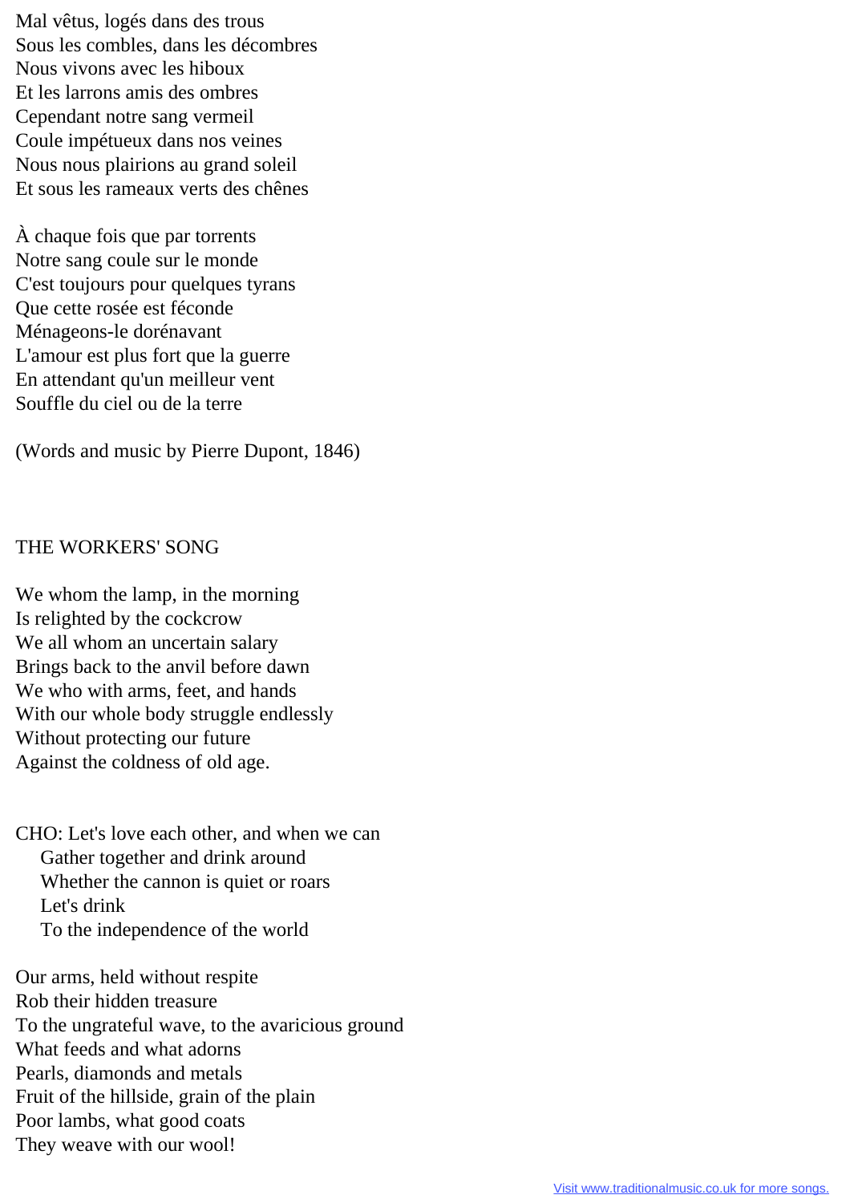Mal vêtus, logés dans des trous
Sous les combles, dans les décombres
Nous vivons avec les hiboux
Et les larrons amis des ombres
Cependant notre sang vermeil
Coule impétueux dans nos veines
Nous nous plairions au grand soleil
Et sous les rameaux verts des chênes

À chaque fois que par torrents
Notre sang coule sur le monde
C'est toujours pour quelques tyrans
Que cette rosée est féconde
Ménageons-le dorénavant
L'amour est plus fort que la guerre
En attendant qu'un meilleur vent
Souffle du ciel ou de la terre

(Words and music by Pierre Dupont, 1846)

## THE WORKERS' SONG

We whom the lamp, in the morning
Is relighted by the cockcrow
We all whom an uncertain salary
Brings back to the anvil before dawn
We who with arms, feet, and hands
With our whole body struggle endlessly
Without protecting our future
Against the coldness of old age.

CHO: Let's love each other, and when we can
Gather together and drink around
Whether the cannon is quiet or roars
Let's drink
To the independence of the world

Our arms, held without respite
Rob their hidden treasure
To the ungrateful wave, to the avaricious ground
What feeds and what adorns
Pearls, diamonds and metals
Fruit of the hillside, grain of the plain
Poor lambs, what good coats
They weave with our wool!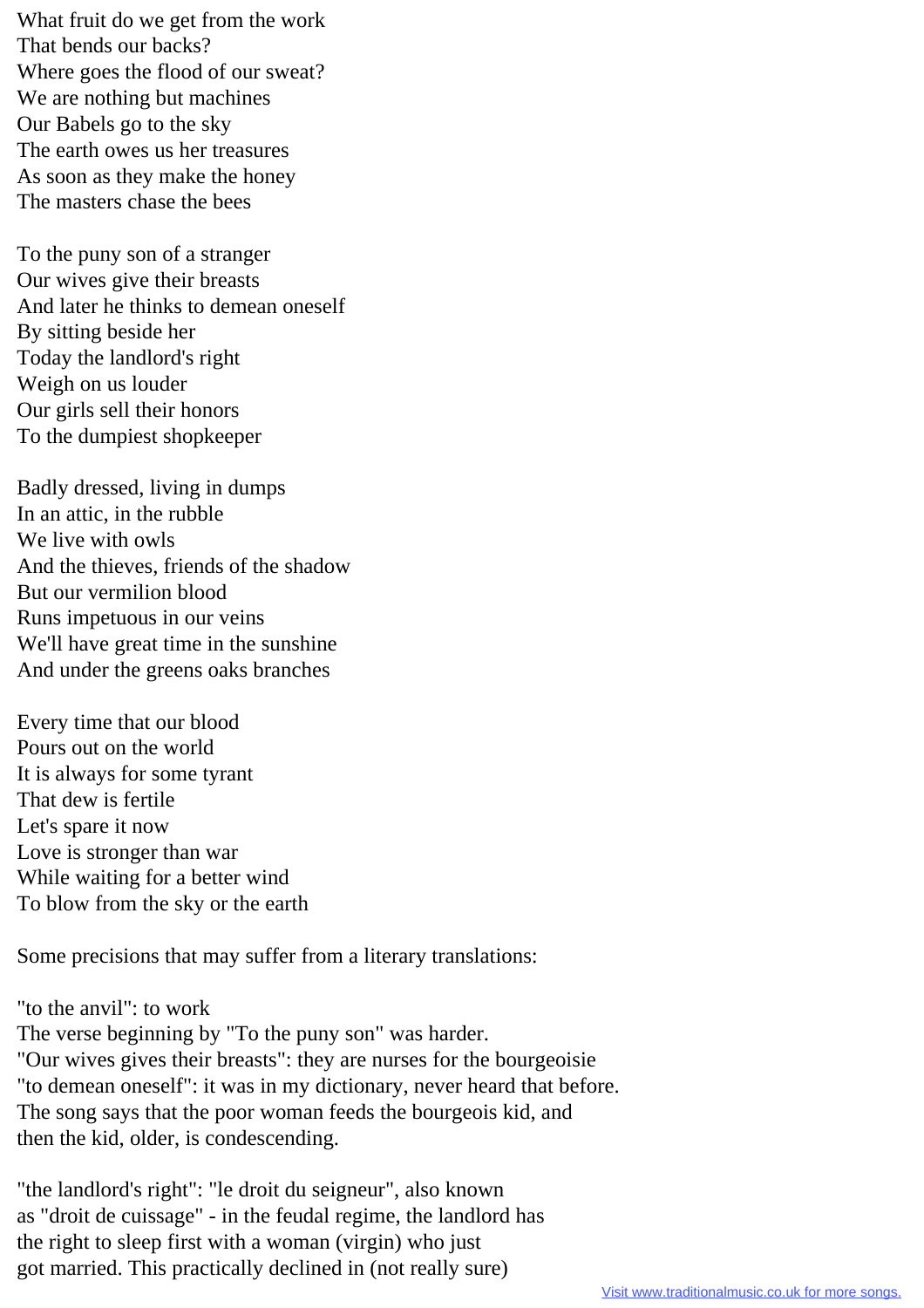What fruit do we get from the work
That bends our backs?
Where goes the flood of our sweat?
We are nothing but machines
Our Babels go to the sky
The earth owes us her treasures
As soon as they make the honey
The masters chase the bees

To the puny son of a stranger
Our wives give their breasts
And later he thinks to demean oneself
By sitting beside her
Today the landlord's right
Weigh on us louder
Our girls sell their honors
To the dumpiest shopkeeper

Badly dressed, living in dumps
In an attic, in the rubble
We live with owls
And the thieves, friends of the shadow
But our vermilion blood
Runs impetuous in our veins
We'll have great time in the sunshine
And under the greens oaks branches

Every time that our blood
Pours out on the world
It is always for some tyrant
That dew is fertile
Let's spare it now
Love is stronger than war
While waiting for a better wind
To blow from the sky or the earth

Some precisions that may suffer from a literary translations:

"to the anvil": to work
The verse beginning by "To the puny son" was harder.
"Our wives gives their breasts": they are nurses for the bourgeoisie
"to demean oneself": it was in my dictionary, never heard that before.
The song says that the poor woman feeds the bourgeois kid, and
then the kid, older, is condescending.

"the landlord's right": "le droit du seigneur", also known
as "droit de cuissage" - in the feudal regime, the landlord has
the right to sleep first with a woman (virgin) who just
got married. This practically declined in (not really sure)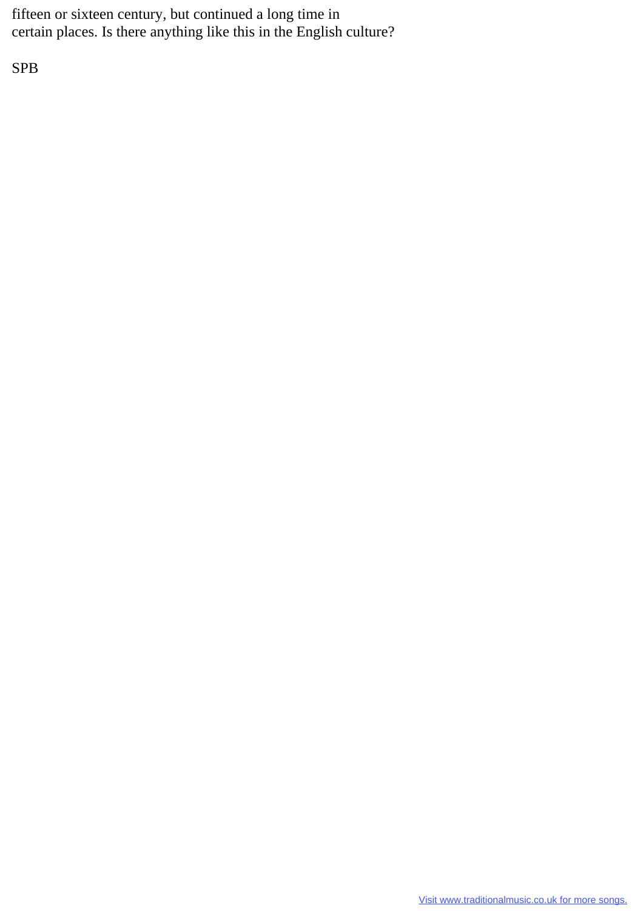fifteen or sixteen century, but continued a long time in
certain places. Is there anything like this in the English culture?

SPB